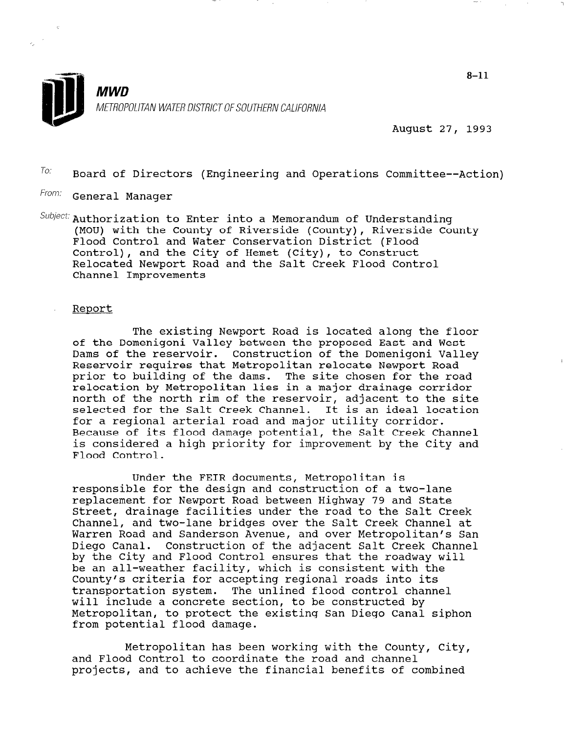**MWD**

*METROPOLITAN WATER DISTRICT OF SOUTHERN CALIFORNIA*

8-11

August 27, 1993

To: Board of Directors (Engineering and Operations Committee--Action)

From: General Manager

Subject: Authorization to Enter into a Memorandum of Understanding (MOU) with the County of Riverside (County), Riverside County Flood Control and Water Conservation District (Flood Control), and the City of Hemet (City), to Construct Relocated Newport Road and the Salt Creek Flood Control Channel Improvements

## Report

The existing Newport Road is located along the floor of the Domenigoni Valley between the proposed East and West Dams of the reservoir. Construction of the Domenigoni Valley Reservoir requires that Metropolitan relocate Newport Road prior to building of the dams. The site chosen for the road relocation by Metropolitan lies in a major drainage corridor north of the north rim of the reservoir, adjacent to the site selected for the Salt Creek Channel. It is an ideal location for a regional arterial road and major utility corridor. Because of its flood damage potential, the Salt Creek Channel is considered a high priority for improvement by the City and Flood Control.

Under the FEIR documents, Metropolitan is responsible for the design and construction of a two-lane replacement for Newport Road between Highway 79 and State Street, drainage facilities under the road to the Salt Creek Channel, and two-lane bridges over the Salt Creek Channel at Warren Road and Sanderson Avenue, and over Metropolitan's San Diego Canal. Construction of the adjacent Salt Creek Channel by the City and Flood Control ensures that the roadway will be an all-weather facility, which is consistent with the County's criteria for accepting regional roads into its transportation system. The unlined flood control channel will include a concrete section, to be constructed by Metropolitan, to protect the existing San Diego Canal siphon from potential flood damage.

Metropolitan has been working with the County, City, and Flood Control to coordinate the road and channel projects, and to achieve the financial benefits of combined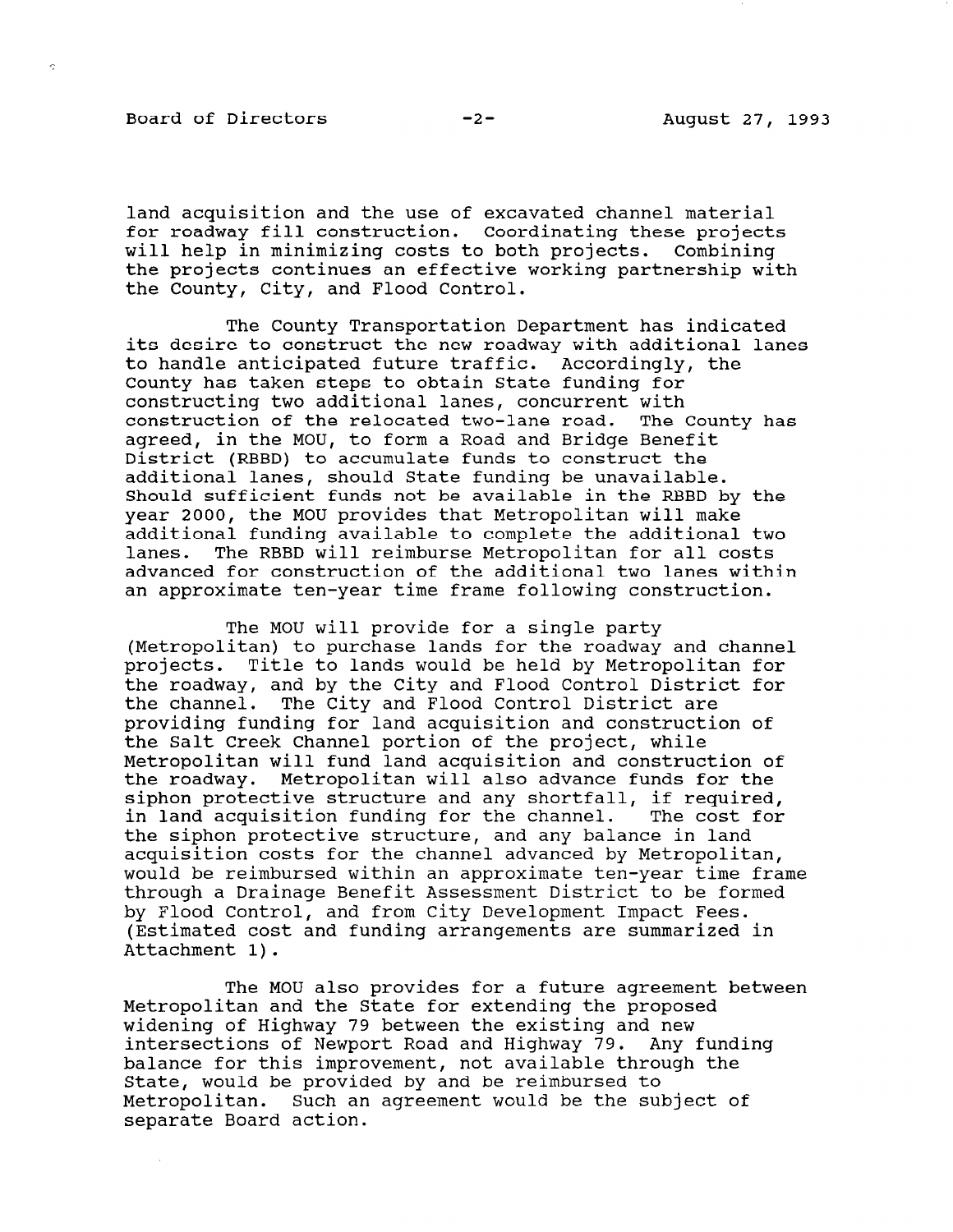land acquisition and the use of excavated channel material for roadway fill construction. Coordinating these projects will help in minimizing costs to both projects. Combining the projects continues an effective working partnership with the County, City, and Flood Control.

The County Transportation Department has indicated its desire to construct the new roadway with additional lanes to handle anticipated future traffic. Accordingly, the County has taken steps to obtain State funding for constructing two additional lanes, concurrent with construction of the relocated two-lane road. The County has agreed, in the MOU, to form a Road and Bridge Benefit District (RBBD) to accumulate funds to construct the additional lanes, should State funding be unavailable. Should sufficient funds not be available in the RBBD by the year 2000, the MOU provides that Metropolitan will make additional funding available to complete the additional two lanes. The RBBD will reimburse Metropolitan for all costs advanced for construction of the additional two lanes within an approximate ten-year time frame following construction.

The MOU will provide for a single party (Metropolitan) to purchase lands for the roadway and channel projects. Title to lands would be held by Metropolitan for the roadway, and by the City and Flood Control District for the channel. The City and Flood Control District are providing funding for land acquisition and construction of the Salt Creek Channel portion of the project, while Metropolitan will fund land acquisition and construction of the roadway. Metropolitan will also advance funds for the siphon protective structure and any shortfall, if required, in land acquisition funding for the channel. The cost for the siphon protective structure, and any balance in land acquisition costs for the channel advanced by Metropolitan, would be reimbursed within an approximate ten-year time frame through a Drainage Benefit Assessment District to be formed by Flood Control, and from City Development Impact Fees. (Estimated cost and funding arrangements are summarized in Attachment 1).

The MOU also provides for a future agreement between Metropolitan and the State for extending the proposed widening of Highway 79 between the existing and new intersections of Newport Road and Highway 79. Any funding balance for this improvement, not available through the State, would be provided by and be reimbursed to Metropolitan. Such an agreement would be the subject of separate Board action.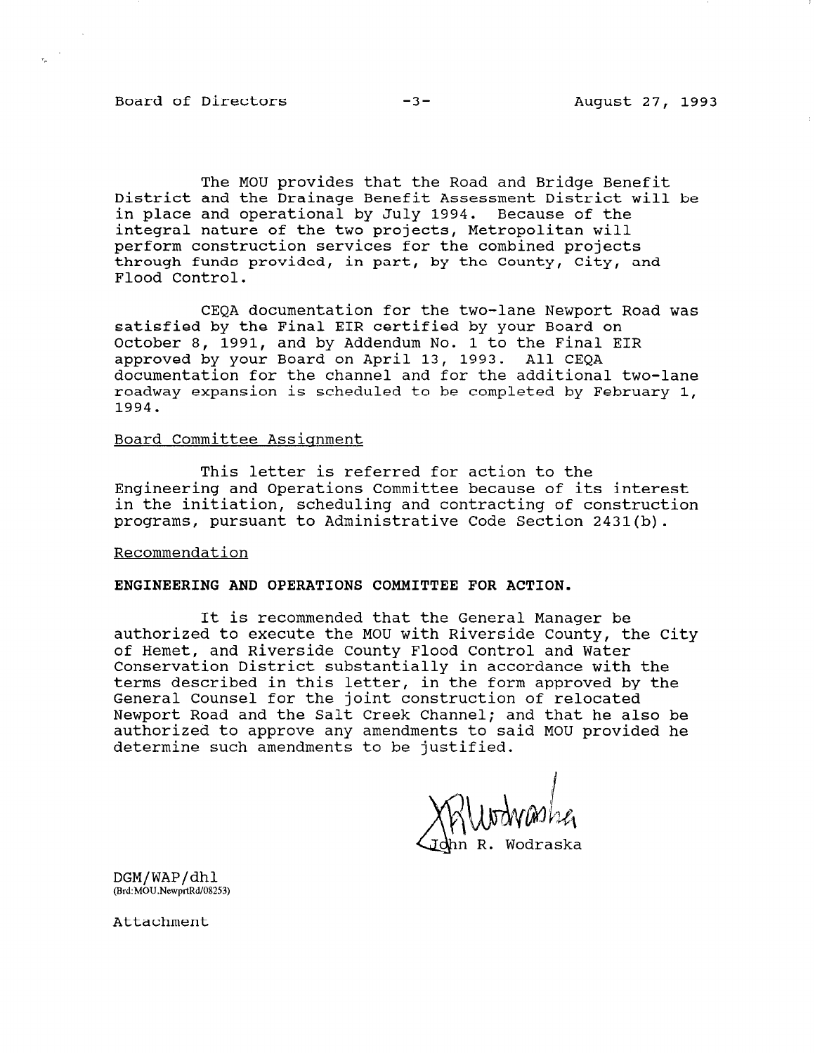The MOU provides that the Road and Bridge Benefit District and the Drainage Benefit Assessment District will be in place and operational by July 1994. Because of the integral nature of the two projects, Metropolitan will perform construction services for the combined projects through funds provided, in part, by the County, City, and Flood Control.

CEQA documentation for the two-lane Newport Road was satisfied by the Final EIR certified by your Board on October 8, 1991, and by Addendum No. 1 to the Final EIR approved by your Board on April 13, 1993. All CEQA documentation for the channel and for the additional two-lane roadway expansion is scheduled to be completed by February 1, 1994.

Board Committee Assignment

This letter is referred for action to the Engineering and Operations Committee because of its interest in the initiation, scheduling and contracting of construction programs, pursuant to Administrative Code Section 2431(b).

Recommendation

**ENGINEERING AND OPERATIONS COMMITTEE FOR ACTION.**

It is recommended that the General Manager be authorized to execute the MOU with Riverside County, the City of Hemet, and Riverside County Flood Control and Water Conservation District substantially in accordance with the terms described in this letter, in the form approved by the General Counsel for the joint construction of relocated Newport Road and the Salt Creek Channel; and that he also be authorized to approve any amendments to said MOU provided he determine such amendments to be justified.

John R. Wodraska

DGM/WAP/dhl
(Brd:MOU.NewprtRd/08253)

Attachment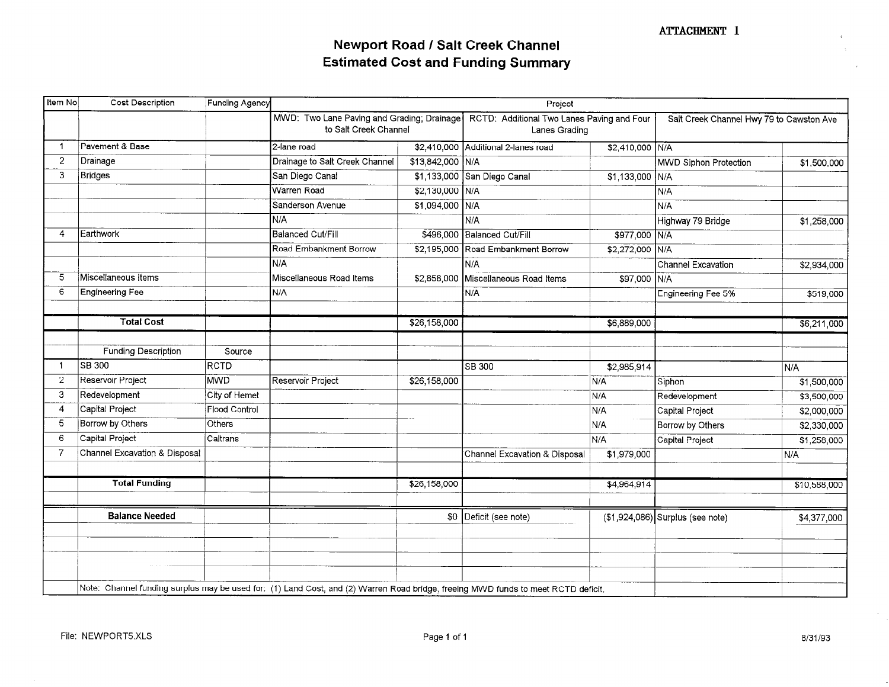ATTACHMENT 1

# Newport Road / Salt Creek Channel
## Estimated Cost and Funding Summary

| Item No | Cost Description | Funding Agency | Project | | | | | |
|---|---|---|---|---|---|---|---|---|
| | | | MWD: Two Lane Paving and Grading; Drainage to Salt Creek Channel | | RCTD: Additional Two Lanes Paving and Four Lanes Grading | | Salt Creek Channel Hwy 79 to Cawston Ave | |
| 1 | Pavement & Base | | 2-lane road | $2,410,000 | Additional 2-lanes road | $2,410,000 | N/A | |
| 2 | Drainage | | Drainage to Salt Creek Channel | $13,842,000 | N/A | | MWD Siphon Protection | $1,500,000 |
| 3 | Bridges | | San Diego Canal | $1,133,000 | San Diego Canal | $1,133,000 | N/A | |
| | | | Warren Road | $2,130,000 | N/A | | N/A | |
| | | | Sanderson Avenue | $1,094,000 | N/A | | N/A | |
| | | | N/A | | N/A | | Highway 79 Bridge | $1,258,000 |
| 4 | Earthwork | | Balanced Cut/Fill | $496,000 | Balanced Cut/Fill | $977,000 | N/A | |
| | | | Road Embankment Borrow | $2,195,000 | Road Embankment Borrow | $2,272,000 | N/A | |
| | | | N/A | | N/A | | Channel Excavation | $2,934,000 |
| 5 | Miscellaneous Items | | Miscellaneous Road Items | $2,858,000 | Miscellaneous Road Items | $97,000 | N/A | |
| 6 | Engineering Fee | | N/A | | N/A | | Engineering Fee 5% | $519,000 |
| | | | | | | | | |
| | **Total Cost** | | | $26,158,000 | | $6,889,000 | | $6,211,000 |
| | | | | | | | | |
| | Funding Description | Source | | | | | | |
| 1 | SB 300 | RCTD | | | SB 300 | $2,985,914 | | N/A |
| 2 | Reservoir Project | MWD | Reservoir Project | $26,158,000 | | N/A | Siphon | $1,500,000 |
| 3 | Redevelopment | City of Hemet | | | | N/A | Redevelopment | $3,500,000 |
| 4 | Capital Project | Flood Control | | | | N/A | Capital Project | $2,000,000 |
| 5 | Borrow by Others | Others | | | | N/A | Borrow by Others | $2,330,000 |
| 6 | Capital Project | Caltrans | | | | N/A | Capital Project | $1,258,000 |
| 7 | Channel Excavation & Disposal | | | | Channel Excavation & Disposal | $1,979,000 | | N/A |
| | | | | | | | | |
| | **Total Funding** | | | $26,158,000 | | $4,964,914 | | $10,588,000 |
| | | | | | | | | |
| | **Balance Needed** | | | $0 | Deficit (see note) | ($1,924,086) | Surplus (see note) | $4,377,000 |

Note: Channel funding surplus may be used for: (1) Land Cost, and (2) Warren Road bridge, freeing MWD funds to meet RCTD deficit.